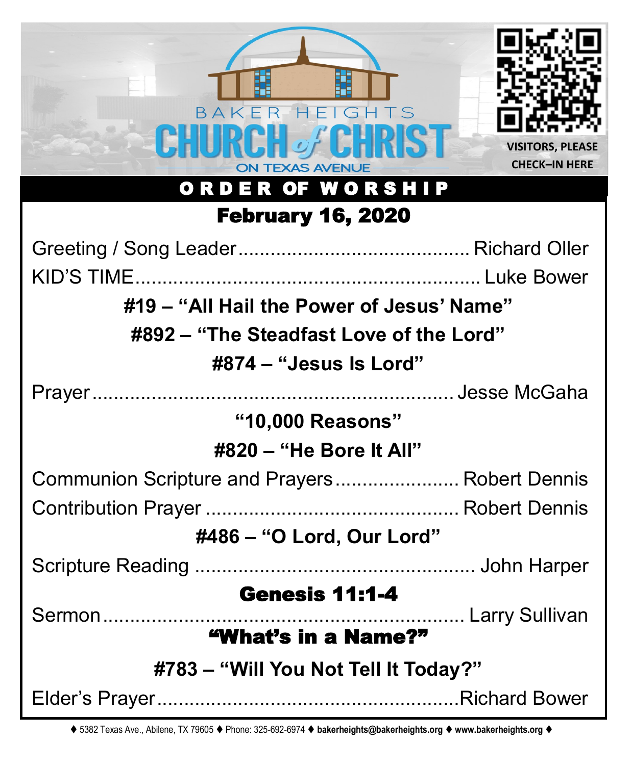BAKER HEIGHTS

# CHURCH *of* CHRIST

ON TEXAS AVENUE

VISITORS, PLEASE CHECK–IN HERE

## ORDER OF WORSHIP

## February 16, 2020

Greeting / Song Leader.......................................... Richard Oller

KID'S TIME.............................................................. Luke Bower

**#19 – "All Hail the Power of Jesus' Name"**

**#892 – "The Steadfast Love of the Lord"**

**#874 – "Jesus Is Lord"**

Prayer..................................................................... Jesse McGaha

**"10,000 Reasons"**

**#820 – "He Bore It All"**

Communion Scripture and Prayers....................... Robert Dennis

Contribution Prayer ............................................... Robert Dennis

**#486 – "O Lord, Our Lord"**

Scripture Reading .................................................... John Harper

**Genesis 11:1-4**

Sermon..................................................................... Larry Sullivan

**"What's in a Name?"**

**#783 – "Will You Not Tell It Today?"**

Elder's Prayer........................................................Richard Bower

♦ 5382 Texas Ave., Abilene, TX 79605 ♦ Phone: 325-692-6974 ♦ **bakerheights@bakerheights.org** ♦ **www.bakerheights.org** ♦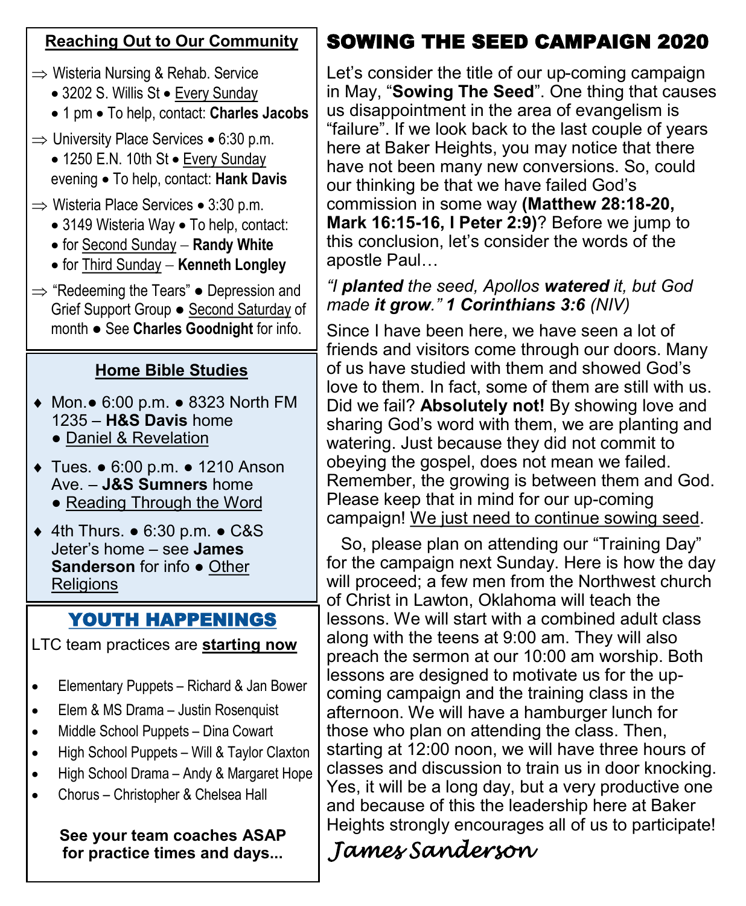## Reaching Out to Our Community

- ⇒ Wisteria Nursing & Rehab. Service
  - 3202 S. Willis St • Every Sunday
  - 1 pm • To help, contact: **Charles Jacobs**
- ⇒ University Place Services • 6:30 p.m.
  - 1250 E.N. 10th St • Every Sunday evening • To help, contact: **Hank Davis**
- ⇒ Wisteria Place Services • 3:30 p.m.
  - 3149 Wisteria Way • To help, contact:
  - for Second Sunday – **Randy White**
  - for Third Sunday – **Kenneth Longley**
- ⇒ "Redeeming the Tears" ● Depression and Grief Support Group ● Second Saturday of month ● See **Charles Goodnight** for info.

## Home Bible Studies

- ♦ Mon.● 6:00 p.m. ● 8323 North FM 1235 – **H&S Davis** home ● Daniel & Revelation
- ♦ Tues. ● 6:00 p.m. ● 1210 Anson Ave. – **J&S Sumners** home ● Reading Through the Word
- ♦ 4th Thurs. ● 6:30 p.m. ● C&S Jeter's home – see **James Sanderson** for info ● Other Religions

## YOUTH HAPPENINGS

LTC team practices are **starting now**

- Elementary Puppets – Richard & Jan Bower
- Elem & MS Drama – Justin Rosenquist
- Middle School Puppets – Dina Cowart
- High School Puppets – Will & Taylor Claxton
- High School Drama – Andy & Margaret Hope
- Chorus – Christopher & Chelsea Hall

**See your team coaches ASAP for practice times and days...**

# SOWING THE SEED CAMPAIGN 2020

Let's consider the title of our up-coming campaign in May, "**Sowing The Seed**". One thing that causes us disappointment in the area of evangelism is "failure". If we look back to the last couple of years here at Baker Heights, you may notice that there have not been many new conversions. So, could our thinking be that we have failed God's commission in some way **(Matthew 28:18-20, Mark 16:15-16, I Peter 2:9)**? Before we jump to this conclusion, let's consider the words of the apostle Paul…

*"I **planted** the seed, Apollos **watered** it, but God made **it grow**." **1 Corinthians 3:6** (NIV)*

Since I have been here, we have seen a lot of friends and visitors come through our doors. Many of us have studied with them and showed God's love to them. In fact, some of them are still with us. Did we fail? **Absolutely not!** By showing love and sharing God's word with them, we are planting and watering. Just because they did not commit to obeying the gospel, does not mean we failed. Remember, the growing is between them and God. Please keep that in mind for our up-coming campaign! We just need to continue sowing seed.

So, please plan on attending our "Training Day" for the campaign next Sunday. Here is how the day will proceed; a few men from the Northwest church of Christ in Lawton, Oklahoma will teach the lessons. We will start with a combined adult class along with the teens at 9:00 am. They will also preach the sermon at our 10:00 am worship. Both lessons are designed to motivate us for the up-coming campaign and the training class in the afternoon. We will have a hamburger lunch for those who plan on attending the class. Then, starting at 12:00 noon, we will have three hours of classes and discussion to train us in door knocking. Yes, it will be a long day, but a very productive one and because of this the leadership here at Baker Heights strongly encourages all of us to participate!

*James Sanderson*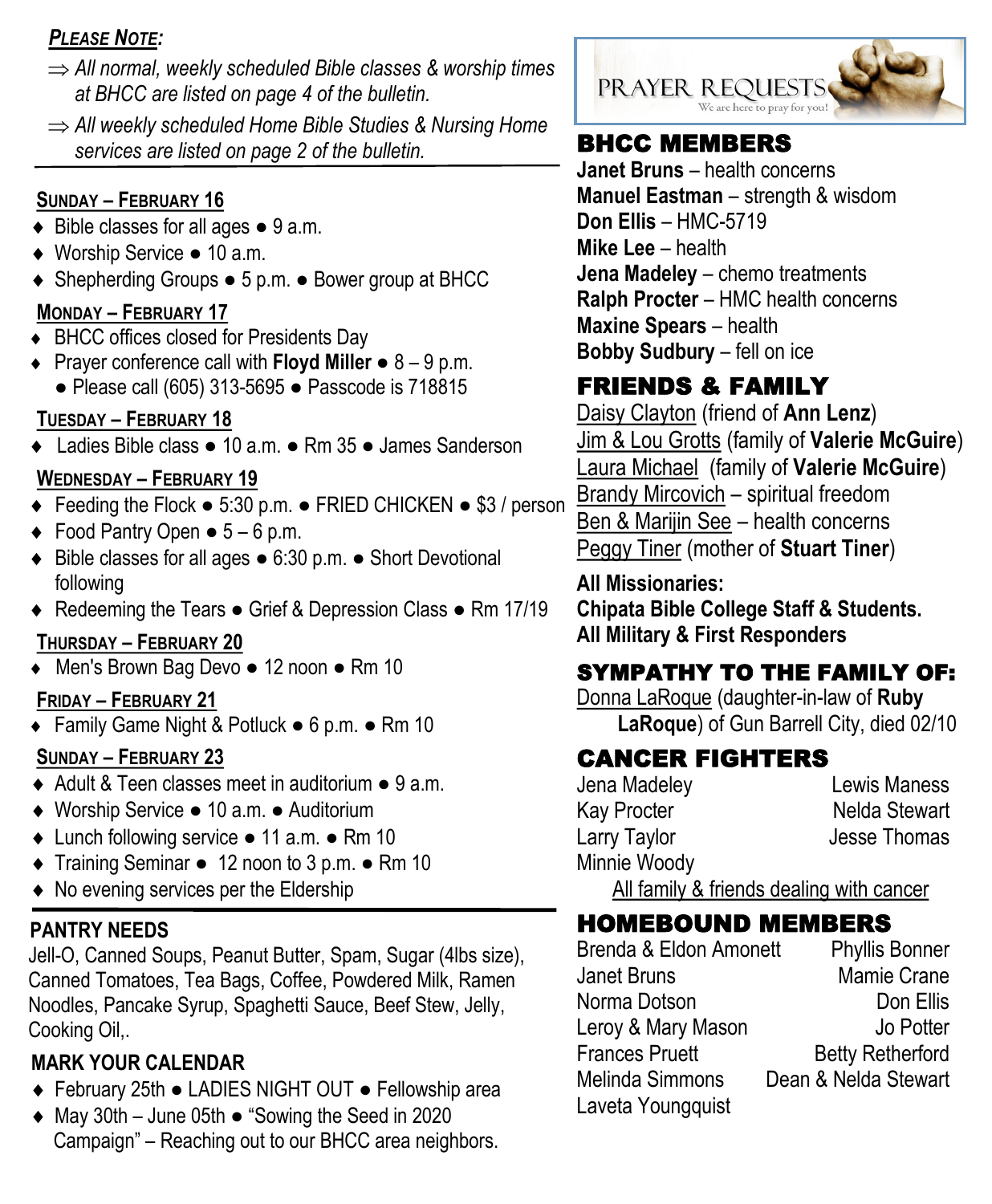***Please Note:***

- ⇒ *All normal, weekly scheduled Bible classes & worship times at BHCC are listed on page 4 of the bulletin.*
- ⇒ *All weekly scheduled Home Bible Studies & Nursing Home services are listed on page 2 of the bulletin.*

**Sunday – February 16**

- Bible classes for all ages ● 9 a.m.
- Worship Service ● 10 a.m.
- Shepherding Groups ● 5 p.m. ● Bower group at BHCC

**Monday – February 17**

- BHCC offices closed for Presidents Day
- Prayer conference call with **Floyd Miller** ● 8 – 9 p.m.
  - ● Please call (605) 313-5695 ● Passcode is 718815

**Tuesday – February 18**

- Ladies Bible class ● 10 a.m. ● Rm 35 ● James Sanderson

**Wednesday – February 19**

- Feeding the Flock ● 5:30 p.m. ● FRIED CHICKEN ● $3 / person
- Food Pantry Open ● 5 – 6 p.m.
- Bible classes for all ages ● 6:30 p.m. ● Short Devotional following
- Redeeming the Tears ● Grief & Depression Class ● Rm 17/19

**Thursday – February 20**

- Men's Brown Bag Devo ● 12 noon ● Rm 10

**Friday – February 21**

- Family Game Night & Potluck ● 6 p.m. ● Rm 10

**Sunday – February 23**

- Adult & Teen classes meet in auditorium ● 9 a.m.
- Worship Service ● 10 a.m. ● Auditorium
- Lunch following service ● 11 a.m. ● Rm 10
- Training Seminar ● 12 noon to 3 p.m. ● Rm 10
- No evening services per the Eldership

## PANTRY NEEDS

Jell-O, Canned Soups, Peanut Butter, Spam, Sugar (4lbs size), Canned Tomatoes, Tea Bags, Coffee, Powdered Milk, Ramen Noodles, Pancake Syrup, Spaghetti Sauce, Beef Stew, Jelly, Cooking Oil,.

## MARK YOUR CALENDAR

- February 25th ● LADIES NIGHT OUT ● Fellowship area
- May 30th – June 05th ● "Sowing the Seed in 2020 Campaign" – Reaching out to our BHCC area neighbors.

# PRAYER REQUESTS

We are here to pray for you!

## BHCC MEMBERS

**Janet Bruns** – health concerns
**Manuel Eastman** – strength & wisdom
**Don Ellis** – HMC-5719
**Mike Lee** – health
**Jena Madeley** – chemo treatments
**Ralph Procter** – HMC health concerns
**Maxine Spears** – health
**Bobby Sudbury** – fell on ice

## FRIENDS & FAMILY

Daisy Clayton (friend of **Ann Lenz**)
Jim & Lou Grotts (family of **Valerie McGuire**)
Laura Michael (family of **Valerie McGuire**)
Brandy Mircovich – spiritual freedom
Ben & Marijin See – health concerns
Peggy Tiner (mother of **Stuart Tiner**)

**All Missionaries:**
**Chipata Bible College Staff & Students.**
**All Military & First Responders**

## SYMPATHY TO THE FAMILY OF:

Donna LaRoque (daughter-in-law of **Ruby LaRoque**) of Gun Barrell City, died 02/10

## CANCER FIGHTERS

Jena Madeley
Kay Procter
Larry Taylor
Minnie Woody
Lewis Maness
Nelda Stewart
Jesse Thomas

All family & friends dealing with cancer

## HOMEBOUND MEMBERS

Brenda & Eldon Amonett
Janet Bruns
Norma Dotson
Leroy & Mary Mason
Frances Pruett
Melinda Simmons
Laveta Youngquist
Phyllis Bonner
Mamie Crane
Don Ellis
Jo Potter
Betty Retherford
Dean & Nelda Stewart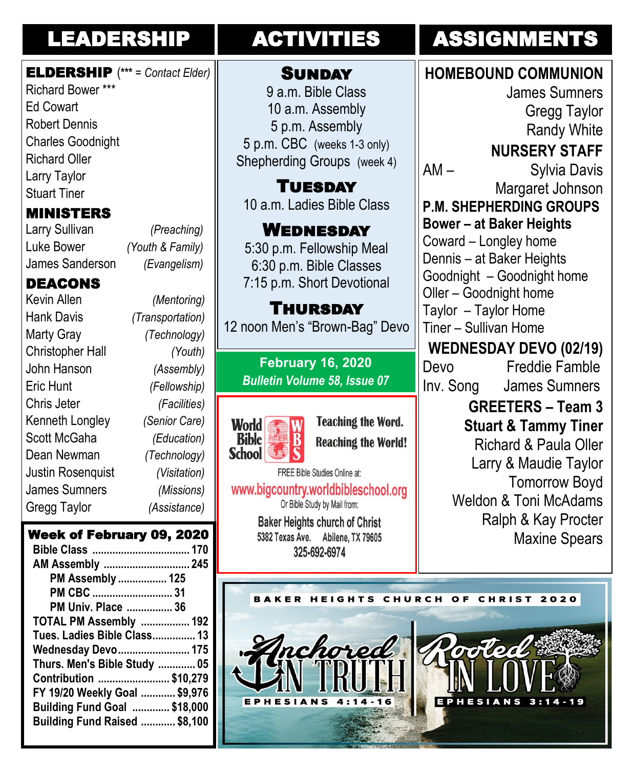# LEADERSHIP

## ELDERSHIP (*** = Contact Elder)

Richard Bower ***
Ed Cowart
Robert Dennis
Charles Goodnight
Richard Oller
Larry Taylor
Stuart Tiner

## MINISTERS

| | |
|---|---|
| Larry Sullivan | *(Preaching)* |
| Luke Bower | *(Youth & Family)* |
| James Sanderson | *(Evangelism)* |

## DEACONS

| | |
|---|---|
| Kevin Allen | *(Mentoring)* |
| Hank Davis | *(Transportation)* |
| Marty Gray | *(Technology)* |
| Christopher Hall | *(Youth)* |
| John Hanson | *(Assembly)* |
| Eric Hunt | *(Fellowship)* |
| Chris Jeter | *(Facilities)* |
| Kenneth Longley | *(Senior Care)* |
| Scott McGaha | *(Education)* |
| Dean Newman | *(Technology)* |
| Justin Rosenquist | *(Visitation)* |
| James Sumners | *(Missions)* |
| Gregg Taylor | *(Assistance)* |

## Week of February 09, 2020

| | |
|---|---|
| **Bible Class** | **170** |
| **AM Assembly** | **245** |
| **PM Assembly** | **125** |
| **PM CBC** | **31** |
| **PM Univ. Place** | **36** |
| **TOTAL PM Assembly** | **192** |
| **Tues. Ladies Bible Class** | **13** |
| **Wednesday Devo** | **175** |
| **Thurs. Men's Bible Study** | **05** |
| **Contribution** | **$10,279** |
| **FY 19/20 Weekly Goal** | **$9,976** |
| **Building Fund Goal** | **$18,000** |
| **Building Fund Raised** | **$8,100** |

# ACTIVITIES

## Sunday

9 a.m. Bible Class
10 a.m. Assembly
5 p.m. Assembly
5 p.m. CBC (weeks 1-3 only)
Shepherding Groups (week 4)

## Tuesday

10 a.m. Ladies Bible Class

## Wednesday

5:30 p.m. Fellowship Meal
6:30 p.m. Bible Classes
7:15 p.m. Short Devotional

## Thursday

12 noon Men's "Brown-Bag" Devo

**February 16, 2020**
***Bulletin Volume 58, Issue 07***

World Bible School — WBS
Teaching the Word. Reaching the World!
FREE Bible Studies Online at:
www.bigcountry.worldbibleschool.org
Or Bible Study by Mail from:
Baker Heights church of Christ
5382 Texas Ave. Abilene, TX 79605
325-692-6974

# ASSIGNMENTS

**HOMEBOUND COMMUNION**
James Sumners
Gregg Taylor
Randy White

**NURSERY STAFF**
AM – Sylvia Davis
Margaret Johnson

**P.M. SHEPHERDING GROUPS**
**Bower – at Baker Heights**
Coward – Longley home
Dennis – at Baker Heights
Goodnight – Goodnight home
Oller – Goodnight home
Taylor – Taylor Home
Tiner – Sullivan Home

**WEDNESDAY DEVO (02/19)**
Devo — Freddie Famble
Inv. Song — James Sumners

**GREETERS – Team 3**
**Stuart & Tammy Tiner**
Richard & Paula Oller
Larry & Maudie Taylor
Tomorrow Boyd
Weldon & Toni McAdams
Ralph & Kay Procter
Maxine Spears

BAKER HEIGHTS CHURCH OF CHRIST 2020
Anchored IN TRUTH — EPHESIANS 4:14-16
Rooted IN LOVE — EPHESIANS 3:14-19